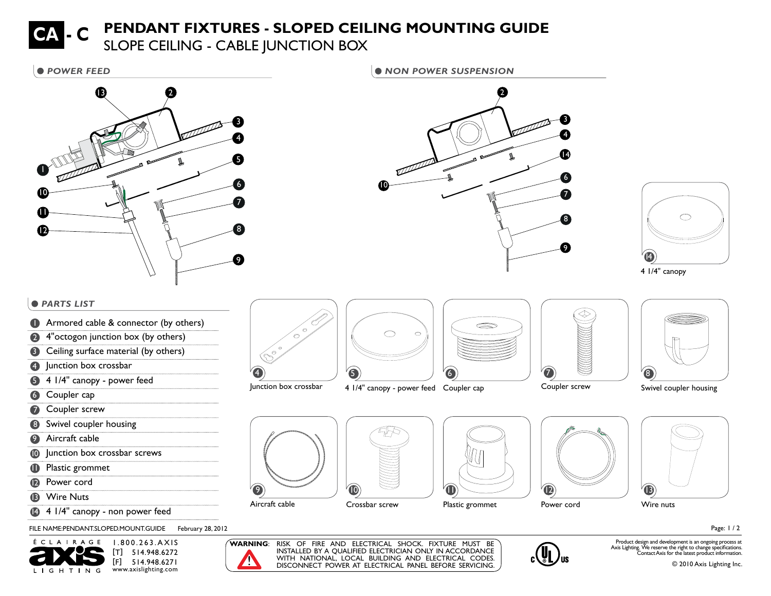# CA - C PENDANT FIXTURES - SLOPED CEILING MOUNTING GUIDE

## SLOPE CEILING - CABLE JUNCTION BOX

### POWER FEED

### NON POWER SUSPENSION

14 4 1/4" canopy

### PARTS LIST

1. Armored cable & connector (by others)
2. 4"octogon junction box (by others)
3. Ceiling surface material (by others)
4. Junction box crossbar
5. 4 1/4" canopy - power feed
6. Coupler cap
7. Coupler screw
8. Swivel coupler housing
9. Aircraft cable
10. Junction box crossbar screws
11. Plastic grommet
12. Power cord
13. Wire Nuts
14. 4 1/4" canopy - non power feed

4 Junction box crossbar

5 4 1/4" canopy - power feed

6 Coupler cap

7 Coupler screw

8 Swivel coupler housing

9 Aircraft cable

10 Crossbar screw

11 Plastic grommet

12 Power cord

13 Wire nuts

FILE NAME:PENDANT.SLOPED.MOUNT.GUIDE February 28, 2012

ÉCLAIRAGE axis LIGHTING

1.800.263.AXIS
[T] 514.948.6272
[F] 514.948.6271
www.axislighting.com

**WARNING**: RISK OF FIRE AND ELECTRICAL SHOCK. FIXTURE MUST BE INSTALLED BY A QUALIFIED ELECTRICIAN ONLY IN ACCORDANCE WITH NATIONAL, LOCAL BUILDING AND ELECTRICAL CODES. DISCONNECT POWER AT ELECTRICAL PANEL BEFORE SERVICING.

c UL us

Product design and development is an ongoing process at Axis Lighting. We reserve the right to change specifications. Contact Axis for the latest product information.

© 2010 Axis Lighting Inc.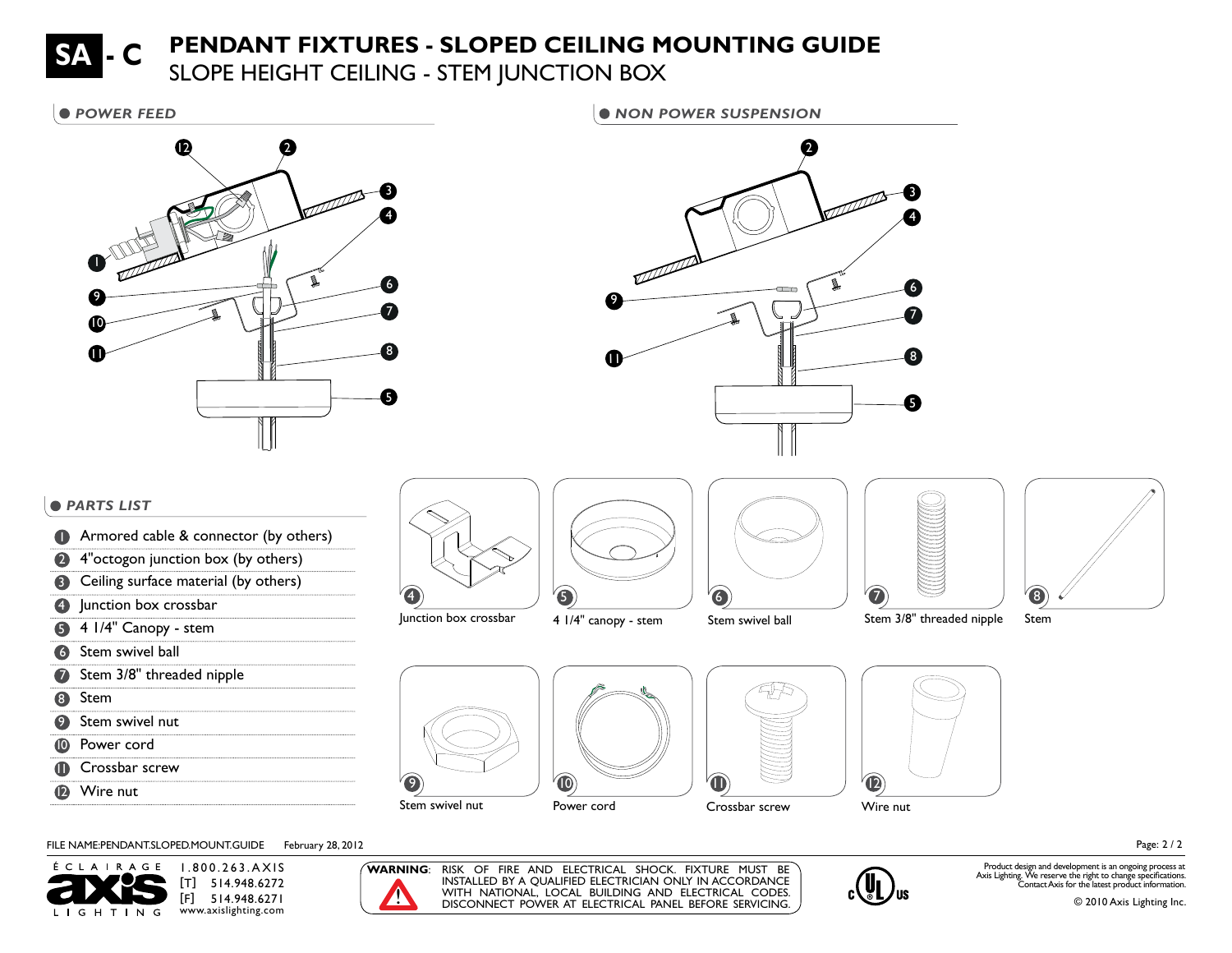# SA - C PENDANT FIXTURES - SLOPED CEILING MOUNTING GUIDE

## SLOPE HEIGHT CEILING - STEM JUNCTION BOX

### POWER FEED

### NON POWER SUSPENSION

### PARTS LIST

1. Armored cable & connector (by others)
2. 4"octogon junction box (by others)
3. Ceiling surface material (by others)
4. Junction box crossbar
5. 4 1/4" Canopy - stem
6. Stem swivel ball
7. Stem 3/8" threaded nipple
8. Stem
9. Stem swivel nut
10. Power cord
11. Crossbar screw
12. Wire nut

4 Junction box crossbar

5 4 1/4" canopy - stem

6 Stem swivel ball

7 Stem 3/8" threaded nipple

8 Stem

9 Stem swivel nut

10 Power cord

11 Crossbar screw

12 Wire nut

FILE NAME:PENDANT.SLOPED.MOUNT.GUIDE February 28, 2012

ÉCLAIRAGE axis LIGHTING

1.800.263.AXIS
[T] 514.948.6272
[F] 514.948.6271
www.axislighting.com

**WARNING**: RISK OF FIRE AND ELECTRICAL SHOCK. FIXTURE MUST BE INSTALLED BY A QUALIFIED ELECTRICIAN ONLY IN ACCORDANCE WITH NATIONAL, LOCAL BUILDING AND ELECTRICAL CODES. DISCONNECT POWER AT ELECTRICAL PANEL BEFORE SERVICING.

Product design and development is an ongoing process at Axis Lighting. We reserve the right to change specifications. Contact Axis for the latest product information.

© 2010 Axis Lighting Inc.